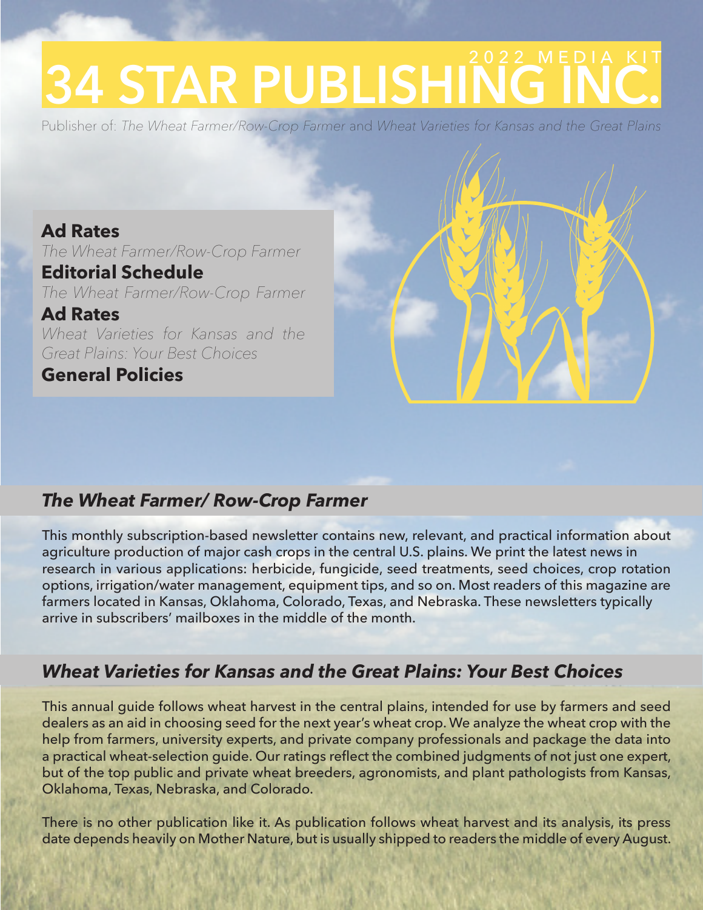# 34 STAR PUBLISHING INC.

2022 MEDIA KIT

Publisher of: *The Wheat Farmer/Row-Crop Farmer* and *Wheat Varieties for Kansas and the Great Plains*

**Ad Rates**
*The Wheat Farmer/Row-Crop Farmer*

**Editorial Schedule**
*The Wheat Farmer/Row-Crop Farmer*

**Ad Rates**
*Wheat Varieties for Kansas and the Great Plains: Your Best Choices*

**General Policies**

## *The Wheat Farmer/ Row-Crop Farmer*

This monthly subscription-based newsletter contains new, relevant, and practical information about agriculture production of major cash crops in the central U.S. plains. We print the latest news in research in various applications: herbicide, fungicide, seed treatments, seed choices, crop rotation options, irrigation/water management, equipment tips, and so on. Most readers of this magazine are farmers located in Kansas, Oklahoma, Colorado, Texas, and Nebraska. These newsletters typically arrive in subscribers' mailboxes in the middle of the month.

## *Wheat Varieties for Kansas and the Great Plains: Your Best Choices*

This annual guide follows wheat harvest in the central plains, intended for use by farmers and seed dealers as an aid in choosing seed for the next year's wheat crop. We analyze the wheat crop with the help from farmers, university experts, and private company professionals and package the data into a practical wheat-selection guide. Our ratings reflect the combined judgments of not just one expert, but of the top public and private wheat breeders, agronomists, and plant pathologists from Kansas, Oklahoma, Texas, Nebraska, and Colorado.

There is no other publication like it. As publication follows wheat harvest and its analysis, its press date depends heavily on Mother Nature, but is usually shipped to readers the middle of every August.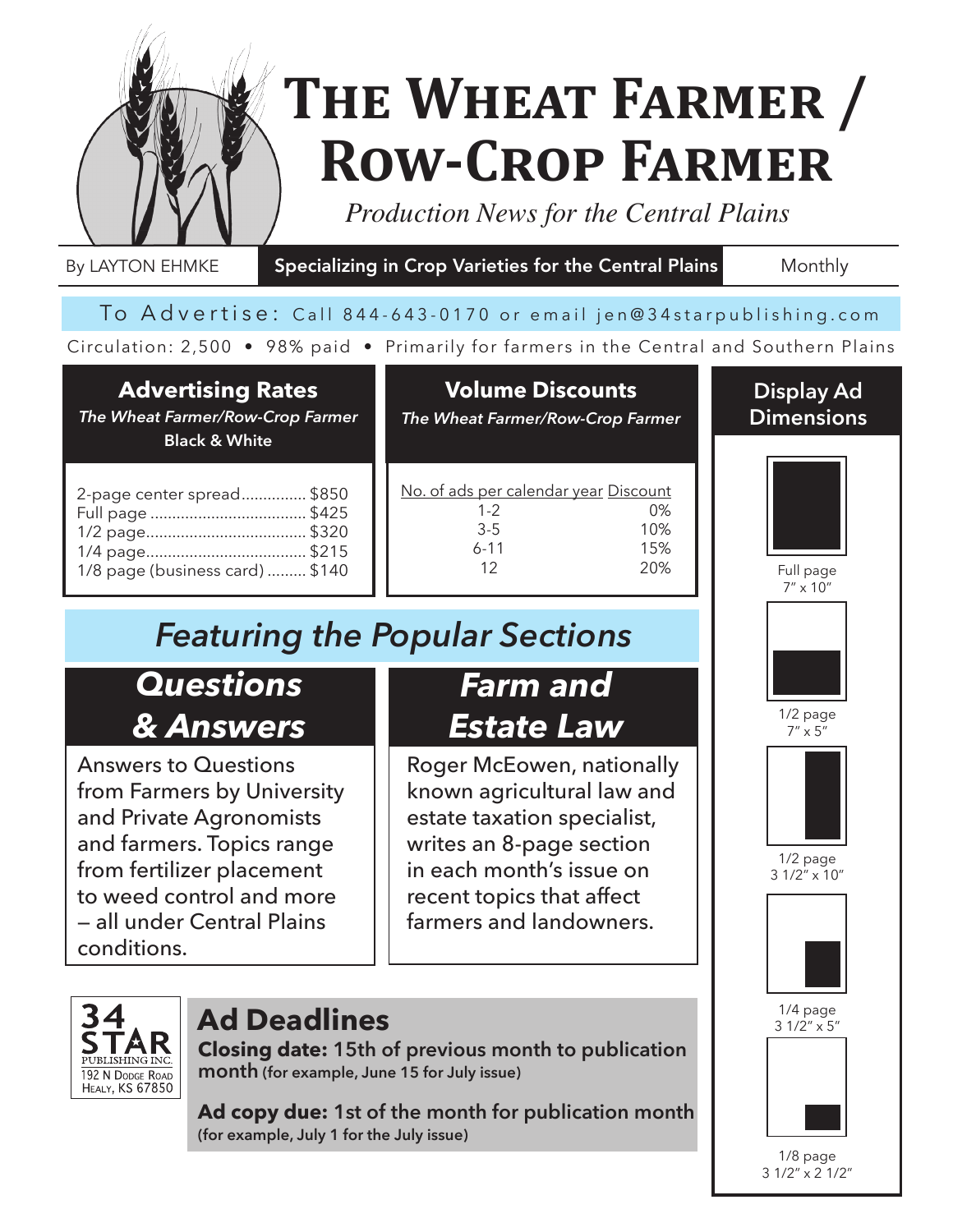# The Wheat Farmer / Row-Crop Farmer

*Production News for the Central Plains*

By LAYTON EHMKE | **Specializing in Crop Varieties for the Central Plains** | Monthly

To Advertise: Call 844-643-0170 or email jen@34starpublishing.com

Circulation: 2,500 • 98% paid • Primarily for farmers in the Central and Southern Plains

## Advertising Rates

*The Wheat Farmer/Row-Crop Farmer*
**Black & White**

- 2-page center spread............... $850
- Full page .................................... $425
- 1/2 page..................................... $320
- 1/4 page..................................... $215
- 1/8 page (business card) ......... $140

## Volume Discounts

*The Wheat Farmer/Row-Crop Farmer*

| No. of ads per calendar year | Discount |
|---|---|
| 1-2 | 0% |
| 3-5 | 10% |
| 6-11 | 15% |
| 12 | 20% |

## Display Ad Dimensions

- Full page 7″ x 10″
- 1/2 page 7″ x 5″
- 1/2 page 3 1/2″ x 10″
- 1/4 page 3 1/2″ x 5″
- 1/8 page 3 1/2″ x 2 1/2″

## Featuring the Popular Sections

### Questions & Answers

Answers to Questions from Farmers by University and Private Agronomists and farmers. Topics range from fertilizer placement to weed control and more – all under Central Plains conditions.

### Farm and Estate Law

Roger McEowen, nationally known agricultural law and estate taxation specialist, writes an 8-page section in each month's issue on recent topics that affect farmers and landowners.

34 STAR PUBLISHING INC.
192 N Dodge Road
Healy, KS 67850

## Ad Deadlines

**Closing date:** 15th of previous month to publication month **(for example, June 15 for July issue)**

**Ad copy due:** 1st of the month for publication month **(for example, July 1 for the July issue)**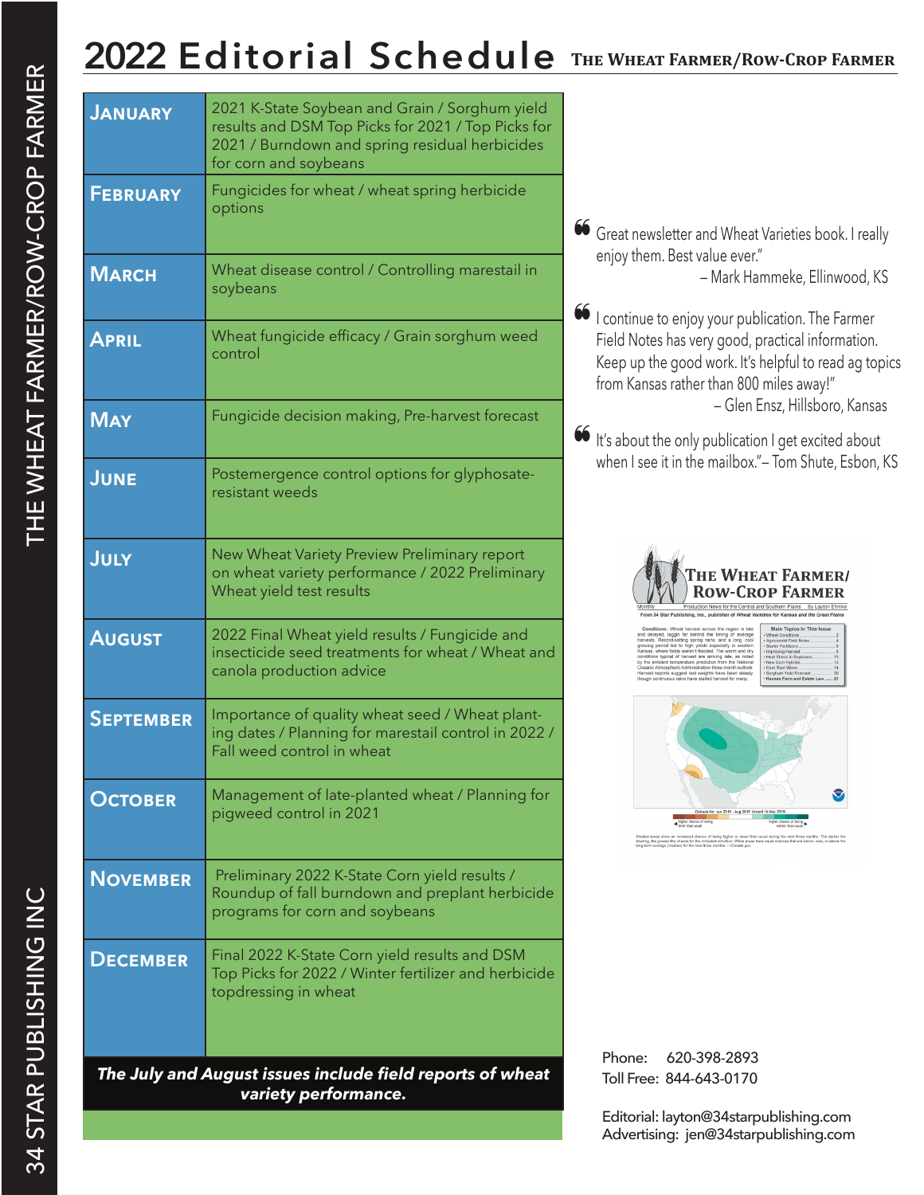# 2022 Editorial Schedule

**The Wheat Farmer/Row-Crop Farmer**

| Month | Topics |
|---|---|
| **January** | 2021 K-State Soybean and Grain / Sorghum yield results and DSM Top Picks for 2021 / Top Picks for 2021 / Burndown and spring residual herbicides for corn and soybeans |
| **February** | Fungicides for wheat / wheat spring herbicide options |
| **March** | Wheat disease control / Controlling marestail in soybeans |
| **April** | Wheat fungicide efficacy / Grain sorghum weed control |
| **May** | Fungicide decision making, Pre-harvest forecast |
| **June** | Postemergence control options for glyphosate-resistant weeds |
| **July** | New Wheat Variety Preview Preliminary report on wheat variety performance / 2022 Preliminary Wheat yield test results |
| **August** | 2022 Final Wheat yield results / Fungicide and insecticide seed treatments for wheat / Wheat and canola production advice |
| **September** | Importance of quality wheat seed / Wheat planting dates / Planning for marestail control in 2022 / Fall weed control in wheat |
| **October** | Management of late-planted wheat / Planning for pigweed control in 2021 |
| **November** | Preliminary 2022 K-State Corn yield results / Roundup of fall burndown and preplant herbicide programs for corn and soybeans |
| **December** | Final 2022 K-State Corn yield results and DSM Top Picks for 2022 / Winter fertilizer and herbicide topdressing in wheat |

***The July and August issues include field reports of wheat variety performance.***

"Great newsletter and Wheat Varieties book. I really enjoy them. Best value ever."
– Mark Hammeke, Ellinwood, KS

"I continue to enjoy your publication. The Farmer Field Notes has very good, practical information. Keep up the good work. It's helpful to read ag topics from Kansas rather than 800 miles away!"
– Glen Ensz, Hillsboro, Kansas

"It's about the only publication I get excited about when I see it in the mailbox." – Tom Shute, Esbon, KS

Phone: 620-398-2893
Toll Free: 844-643-0170

Editorial: layton@34starpublishing.com
Advertising: jen@34starpublishing.com

THE WHEAT FARMER/ROW-CROP FARMER

34 STAR PUBLISHING INC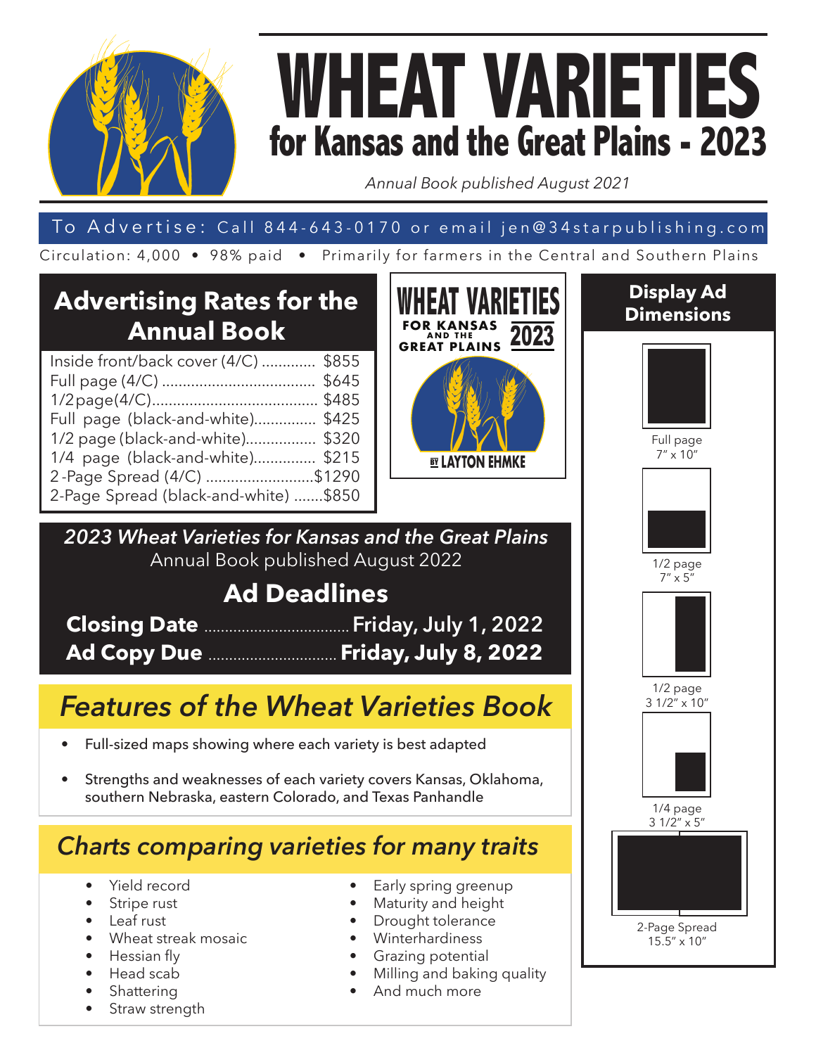# WHEAT VARIETIES

## for Kansas and the Great Plains - 2023

*Annual Book published August 2021*

To Advertise: Call 844-643-0170 or email jen@34starpublishing.com

Circulation: 4,000 • 98% paid • Primarily for farmers in the Central and Southern Plains

## Advertising Rates for the Annual Book

| Ad | Rate |
|---|---|
| Inside front/back cover (4/C) | $855 |
| Full page (4/C) | $645 |
| 1/2 page (4/C) | $485 |
| Full page (black-and-white) | $425 |
| 1/2 page (black-and-white) | $320 |
| 1/4 page (black-and-white) | $215 |
| 2-Page Spread (4/C) | $1290 |
| 2-Page Spread (black-and-white) | $850 |

WHEAT VARIETIES FOR KANSAS AND THE GREAT PLAINS 2023

BY LAYTON EHMKE

## Display Ad Dimensions

- Full page 7″ x 10″
- 1/2 page 7″ x 5″
- 1/2 page 3 1/2″ x 10″
- 1/4 page 3 1/2″ x 5″
- 2-Page Spread 15.5″ x 10″

*2023 Wheat Varieties for Kansas and the Great Plains*

Annual Book published August 2022

## Ad Deadlines

**Closing Date** ............ **Friday, July 1, 2022**

**Ad Copy Due** ............ **Friday, July 8, 2022**

## *Features of the Wheat Varieties Book*

- Full-sized maps showing where each variety is best adapted
- Strengths and weaknesses of each variety covers Kansas, Oklahoma, southern Nebraska, eastern Colorado, and Texas Panhandle

## *Charts comparing varieties for many traits*

- Yield record
- Stripe rust
- Leaf rust
- Wheat streak mosaic
- Hessian fly
- Head scab
- Shattering
- Straw strength
- Early spring greenup
- Maturity and height
- Drought tolerance
- Winterhardiness
- Grazing potential
- Milling and baking quality
- And much more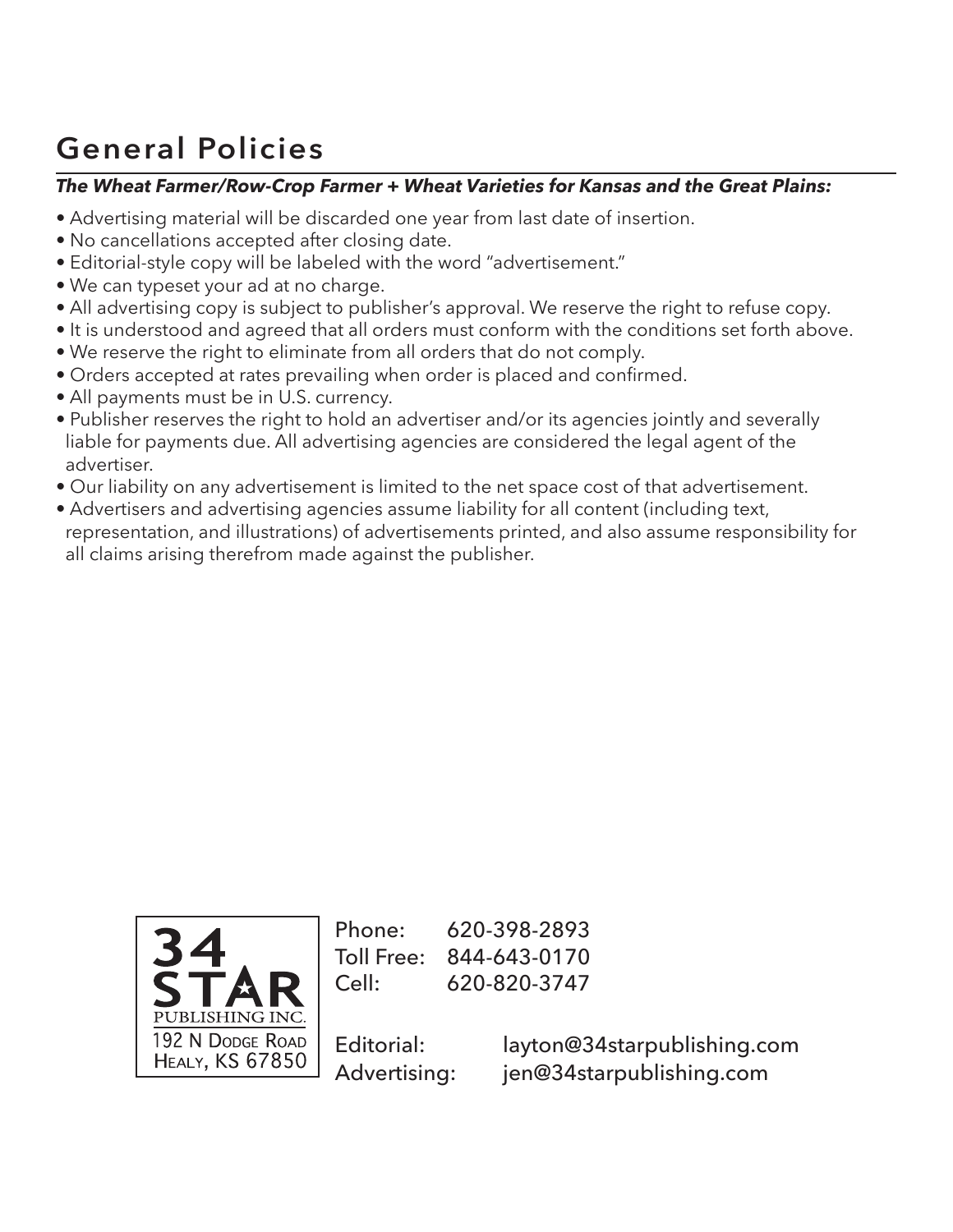## General Policies

***The Wheat Farmer/Row-Crop Farmer + Wheat Varieties for Kansas and the Great Plains:***

- Advertising material will be discarded one year from last date of insertion.
- No cancellations accepted after closing date.
- Editorial-style copy will be labeled with the word "advertisement."
- We can typeset your ad at no charge.
- All advertising copy is subject to publisher's approval. We reserve the right to refuse copy.
- It is understood and agreed that all orders must conform with the conditions set forth above.
- We reserve the right to eliminate from all orders that do not comply.
- Orders accepted at rates prevailing when order is placed and confirmed.
- All payments must be in U.S. currency.
- Publisher reserves the right to hold an advertiser and/or its agencies jointly and severally liable for payments due. All advertising agencies are considered the legal agent of the advertiser.
- Our liability on any advertisement is limited to the net space cost of that advertisement.
- Advertisers and advertising agencies assume liability for all content (including text, representation, and illustrations) of advertisements printed, and also assume responsibility for all claims arising therefrom made against the publisher.

34 STAR PUBLISHING INC.
192 N Dodge Road
Healy, KS 67850

Phone: 620-398-2893
Toll Free: 844-643-0170
Cell: 620-820-3747

Editorial: layton@34starpublishing.com
Advertising: jen@34starpublishing.com